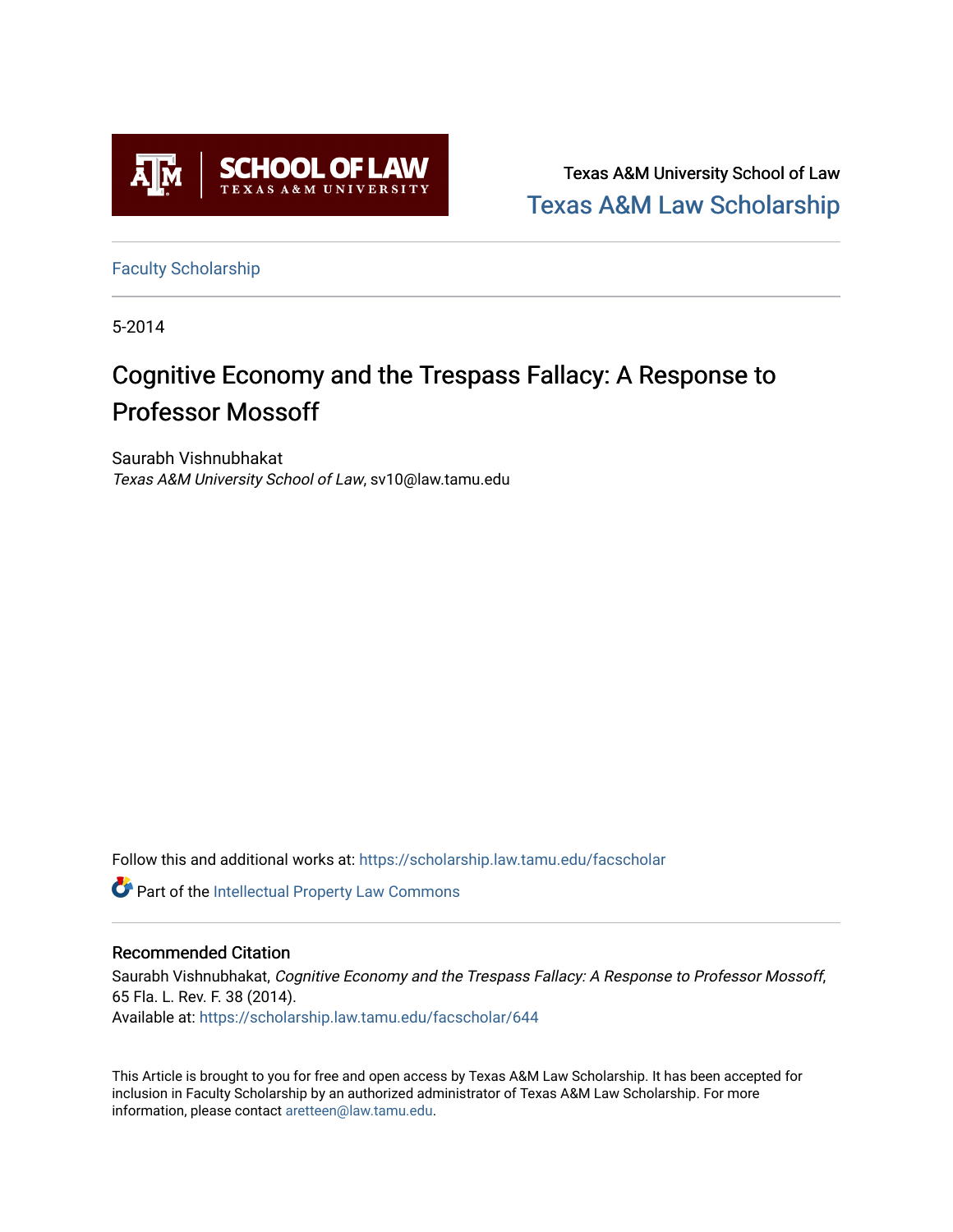Texas A&M University School of Law

Texas A&M Law Scholarship

Faculty Scholarship

5-2014

# Cognitive Economy and the Trespass Fallacy: A Response to Professor Mossoff

Saurabh Vishnubhakat

*Texas A&M University School of Law*, sv10@law.tamu.edu

Follow this and additional works at: https://scholarship.law.tamu.edu/facscholar

Part of the Intellectual Property Law Commons

## Recommended Citation

Saurabh Vishnubhakat, *Cognitive Economy and the Trespass Fallacy: A Response to Professor Mossoff*, 65 Fla. L. Rev. F. 38 (2014).

Available at: https://scholarship.law.tamu.edu/facscholar/644

This Article is brought to you for free and open access by Texas A&M Law Scholarship. It has been accepted for inclusion in Faculty Scholarship by an authorized administrator of Texas A&M Law Scholarship. For more information, please contact aretteen@law.tamu.edu.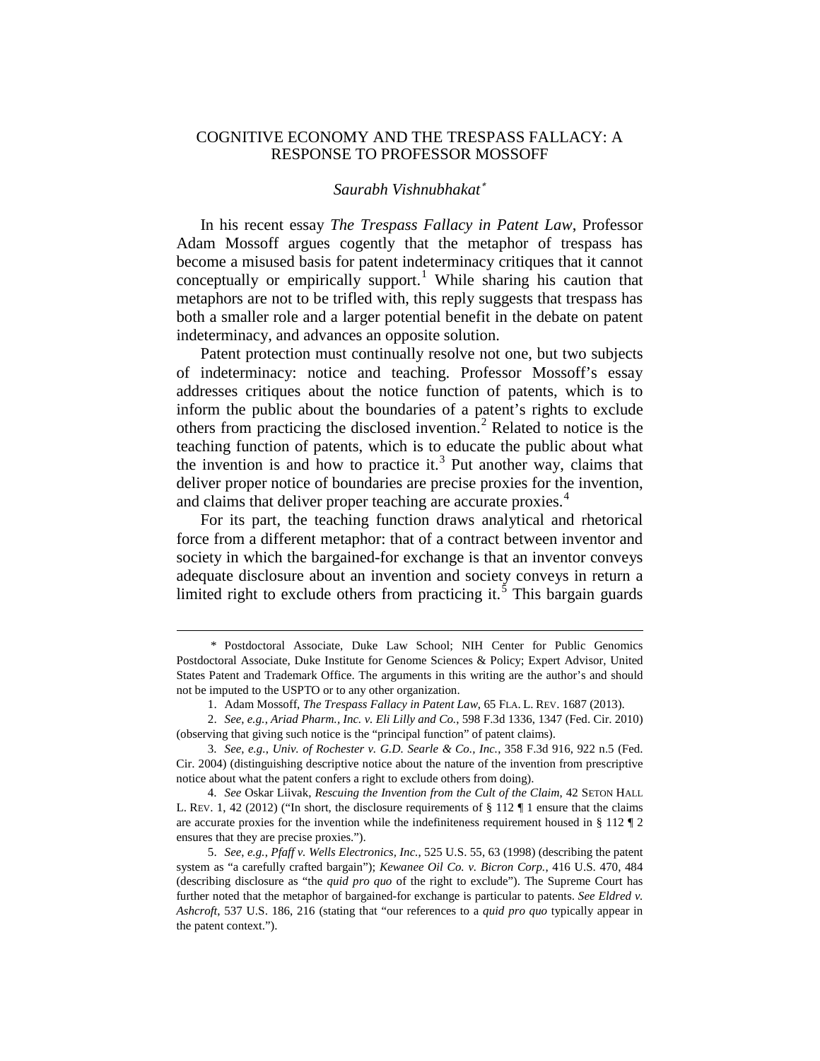# COGNITIVE ECONOMY AND THE TRESPASS FALLACY: A RESPONSE TO PROFESSOR MOSSOFF

*Saurabh Vishnubhakat*[*]

In his recent essay *The Trespass Fallacy in Patent Law*, Professor Adam Mossoff argues cogently that the metaphor of trespass has become a misused basis for patent indeterminacy critiques that it cannot conceptually or empirically support.[1] While sharing his caution that metaphors are not to be trifled with, this reply suggests that trespass has both a smaller role and a larger potential benefit in the debate on patent indeterminacy, and advances an opposite solution.

Patent protection must continually resolve not one, but two subjects of indeterminacy: notice and teaching. Professor Mossoff's essay addresses critiques about the notice function of patents, which is to inform the public about the boundaries of a patent's rights to exclude others from practicing the disclosed invention.[2] Related to notice is the teaching function of patents, which is to educate the public about what the invention is and how to practice it.[3] Put another way, claims that deliver proper notice of boundaries are precise proxies for the invention, and claims that deliver proper teaching are accurate proxies.[4]

For its part, the teaching function draws analytical and rhetorical force from a different metaphor: that of a contract between inventor and society in which the bargained-for exchange is that an inventor conveys adequate disclosure about an invention and society conveys in return a limited right to exclude others from practicing it.[5] This bargain guards

---

\* Postdoctoral Associate, Duke Law School; NIH Center for Public Genomics Postdoctoral Associate, Duke Institute for Genome Sciences & Policy; Expert Advisor, United States Patent and Trademark Office. The arguments in this writing are the author's and should not be imputed to the USPTO or to any other organization.

1. Adam Mossoff, *The Trespass Fallacy in Patent Law*, 65 FLA. L. REV. 1687 (2013).

2. *See, e.g.*, *Ariad Pharm., Inc. v. Eli Lilly and Co.*, 598 F.3d 1336, 1347 (Fed. Cir. 2010) (observing that giving such notice is the "principal function" of patent claims).

3. *See, e.g.*, *Univ. of Rochester v. G.D. Searle & Co., Inc.*, 358 F.3d 916, 922 n.5 (Fed. Cir. 2004) (distinguishing descriptive notice about the nature of the invention from prescriptive notice about what the patent confers a right to exclude others from doing).

4. *See* Oskar Liivak, *Rescuing the Invention from the Cult of the Claim*, 42 SETON HALL L. REV. 1, 42 (2012) ("In short, the disclosure requirements of § 112 ¶ 1 ensure that the claims are accurate proxies for the invention while the indefiniteness requirement housed in § 112 ¶ 2 ensures that they are precise proxies.").

5. *See, e.g.*, *Pfaff v. Wells Electronics, Inc.*, 525 U.S. 55, 63 (1998) (describing the patent system as "a carefully crafted bargain"); *Kewanee Oil Co. v. Bicron Corp.*, 416 U.S. 470, 484 (describing disclosure as "the *quid pro quo* of the right to exclude"). The Supreme Court has further noted that the metaphor of bargained-for exchange is particular to patents. *See Eldred v. Ashcroft*, 537 U.S. 186, 216 (stating that "our references to a *quid pro quo* typically appear in the patent context.").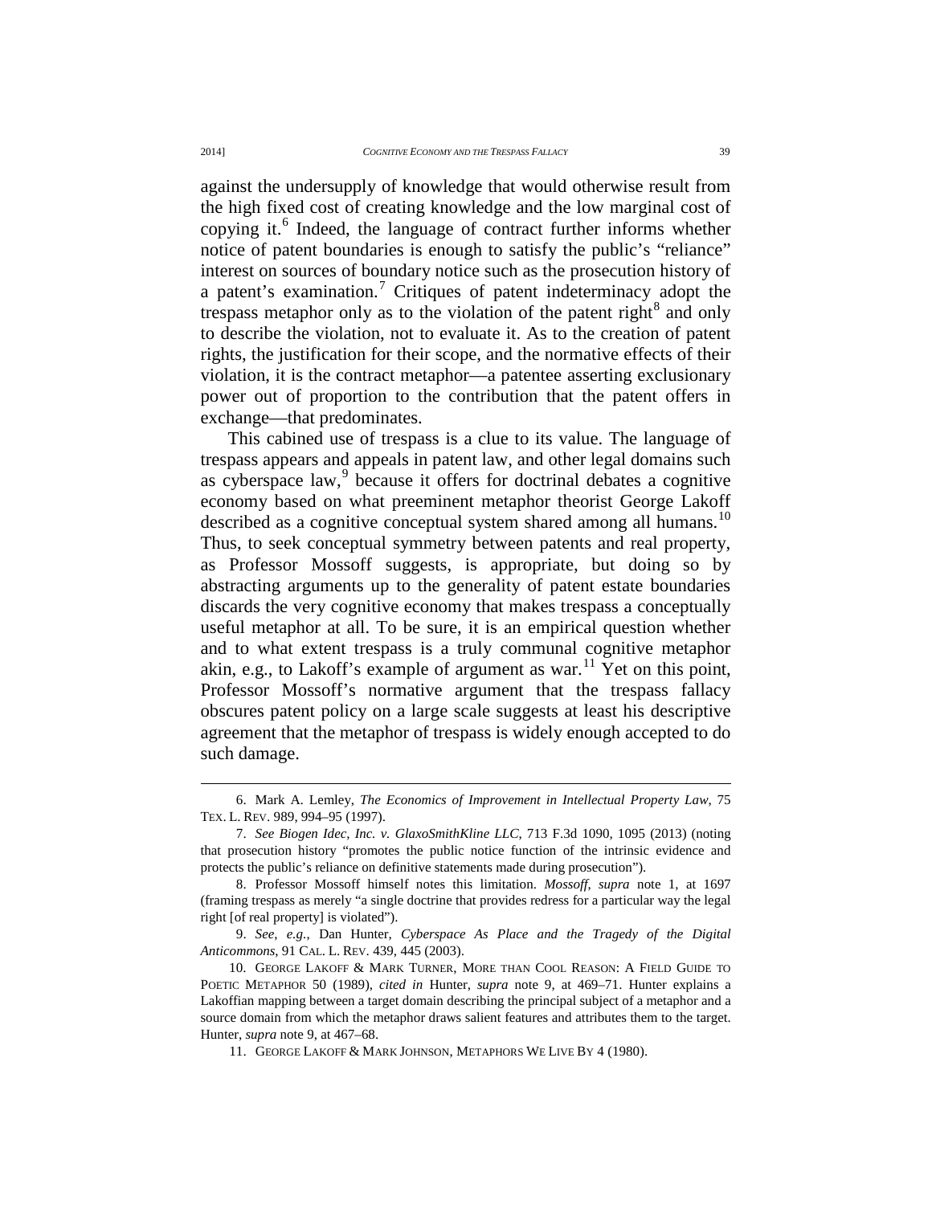against the undersupply of knowledge that would otherwise result from the high fixed cost of creating knowledge and the low marginal cost of copying it.[6] Indeed, the language of contract further informs whether notice of patent boundaries is enough to satisfy the public's "reliance" interest on sources of boundary notice such as the prosecution history of a patent's examination.[7] Critiques of patent indeterminacy adopt the trespass metaphor only as to the violation of the patent right[8] and only to describe the violation, not to evaluate it. As to the creation of patent rights, the justification for their scope, and the normative effects of their violation, it is the contract metaphor—a patentee asserting exclusionary power out of proportion to the contribution that the patent offers in exchange—that predominates.

This cabined use of trespass is a clue to its value. The language of trespass appears and appeals in patent law, and other legal domains such as cyberspace law,[9] because it offers for doctrinal debates a cognitive economy based on what preeminent metaphor theorist George Lakoff described as a cognitive conceptual system shared among all humans.[10] Thus, to seek conceptual symmetry between patents and real property, as Professor Mossoff suggests, is appropriate, but doing so by abstracting arguments up to the generality of patent estate boundaries discards the very cognitive economy that makes trespass a conceptually useful metaphor at all. To be sure, it is an empirical question whether and to what extent trespass is a truly communal cognitive metaphor akin, e.g., to Lakoff's example of argument as war.[11] Yet on this point, Professor Mossoff's normative argument that the trespass fallacy obscures patent policy on a large scale suggests at least his descriptive agreement that the metaphor of trespass is widely enough accepted to do such damage.

---

6. Mark A. Lemley, *The Economics of Improvement in Intellectual Property Law*, 75 TEX. L. REV. 989, 994–95 (1997).

7. *See Biogen Idec, Inc. v. GlaxoSmithKline LLC*, 713 F.3d 1090, 1095 (2013) (noting that prosecution history "promotes the public notice function of the intrinsic evidence and protects the public's reliance on definitive statements made during prosecution").

8. Professor Mossoff himself notes this limitation. *Mossoff*, *supra* note 1, at 1697 (framing trespass as merely "a single doctrine that provides redress for a particular way the legal right [of real property] is violated").

9. *See, e.g.*, Dan Hunter, *Cyberspace As Place and the Tragedy of the Digital Anticommons*, 91 CAL. L. REV. 439, 445 (2003).

10. GEORGE LAKOFF & MARK TURNER, MORE THAN COOL REASON: A FIELD GUIDE TO POETIC METAPHOR 50 (1989), *cited in* Hunter, *supra* note 9, at 469–71. Hunter explains a Lakoffian mapping between a target domain describing the principal subject of a metaphor and a source domain from which the metaphor draws salient features and attributes them to the target. Hunter, *supra* note 9, at 467–68.

11. GEORGE LAKOFF & MARK JOHNSON, METAPHORS WE LIVE BY 4 (1980).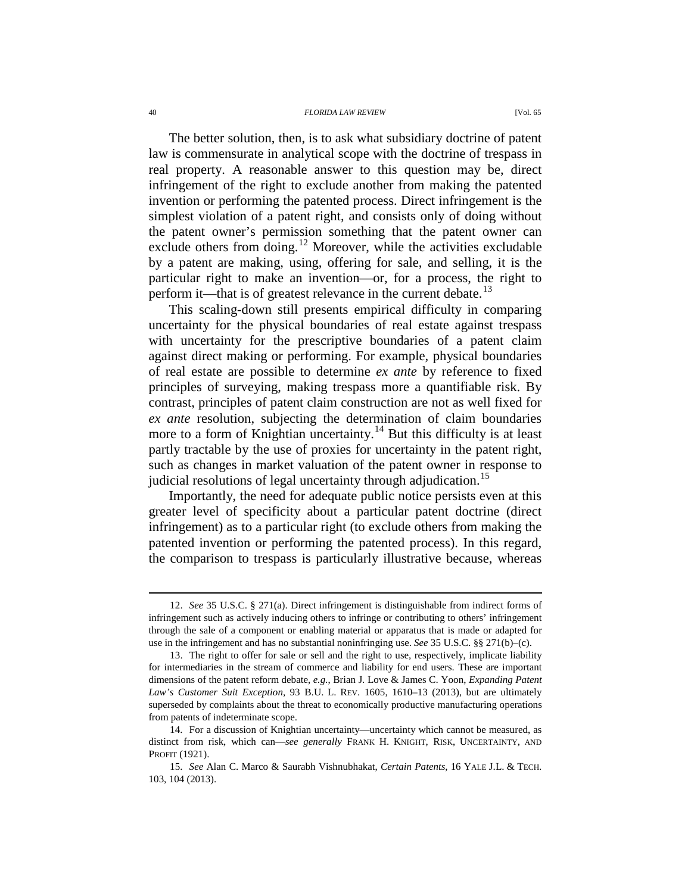The better solution, then, is to ask what subsidiary doctrine of patent law is commensurate in analytical scope with the doctrine of trespass in real property. A reasonable answer to this question may be, direct infringement of the right to exclude another from making the patented invention or performing the patented process. Direct infringement is the simplest violation of a patent right, and consists only of doing without the patent owner's permission something that the patent owner can exclude others from doing.[12] Moreover, while the activities excludable by a patent are making, using, offering for sale, and selling, it is the particular right to make an invention—or, for a process, the right to perform it—that is of greatest relevance in the current debate.[13]

This scaling-down still presents empirical difficulty in comparing uncertainty for the physical boundaries of real estate against trespass with uncertainty for the prescriptive boundaries of a patent claim against direct making or performing. For example, physical boundaries of real estate are possible to determine *ex ante* by reference to fixed principles of surveying, making trespass more a quantifiable risk. By contrast, principles of patent claim construction are not as well fixed for *ex ante* resolution, subjecting the determination of claim boundaries more to a form of Knightian uncertainty.[14] But this difficulty is at least partly tractable by the use of proxies for uncertainty in the patent right, such as changes in market valuation of the patent owner in response to judicial resolutions of legal uncertainty through adjudication.[15]

Importantly, the need for adequate public notice persists even at this greater level of specificity about a particular patent doctrine (direct infringement) as to a particular right (to exclude others from making the patented invention or performing the patented process). In this regard, the comparison to trespass is particularly illustrative because, whereas

---

12. *See* 35 U.S.C. § 271(a). Direct infringement is distinguishable from indirect forms of infringement such as actively inducing others to infringe or contributing to others' infringement through the sale of a component or enabling material or apparatus that is made or adapted for use in the infringement and has no substantial noninfringing use. *See* 35 U.S.C. §§ 271(b)–(c).

13. The right to offer for sale or sell and the right to use, respectively, implicate liability for intermediaries in the stream of commerce and liability for end users. These are important dimensions of the patent reform debate, *e.g.*, Brian J. Love & James C. Yoon, *Expanding Patent Law's Customer Suit Exception*, 93 B.U. L. REV. 1605, 1610–13 (2013), but are ultimately superseded by complaints about the threat to economically productive manufacturing operations from patents of indeterminate scope.

14. For a discussion of Knightian uncertainty—uncertainty which cannot be measured, as distinct from risk, which can—*see generally* FRANK H. KNIGHT, RISK, UNCERTAINTY, AND PROFIT (1921).

15. *See* Alan C. Marco & Saurabh Vishnubhakat, *Certain Patents*, 16 YALE J.L. & TECH. 103, 104 (2013).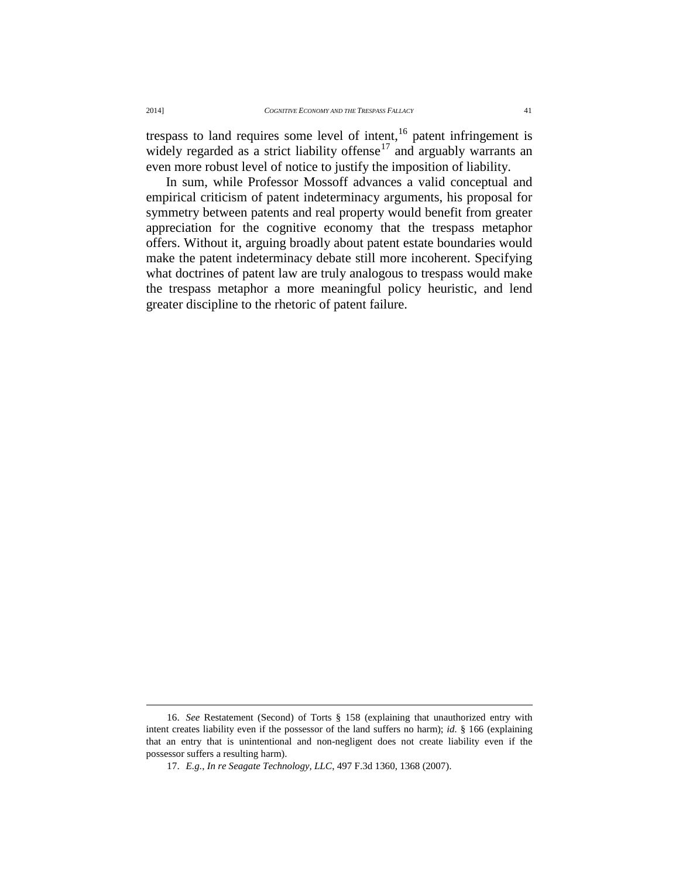trespass to land requires some level of intent,[16] patent infringement is widely regarded as a strict liability offense[17] and arguably warrants an even more robust level of notice to justify the imposition of liability.

In sum, while Professor Mossoff advances a valid conceptual and empirical criticism of patent indeterminacy arguments, his proposal for symmetry between patents and real property would benefit from greater appreciation for the cognitive economy that the trespass metaphor offers. Without it, arguing broadly about patent estate boundaries would make the patent indeterminacy debate still more incoherent. Specifying what doctrines of patent law are truly analogous to trespass would make the trespass metaphor a more meaningful policy heuristic, and lend greater discipline to the rhetoric of patent failure.

---

16. *See* Restatement (Second) of Torts § 158 (explaining that unauthorized entry with intent creates liability even if the possessor of the land suffers no harm); *id.* § 166 (explaining that an entry that is unintentional and non-negligent does not create liability even if the possessor suffers a resulting harm).

17. *E.g.*, *In re Seagate Technology, LLC*, 497 F.3d 1360, 1368 (2007).